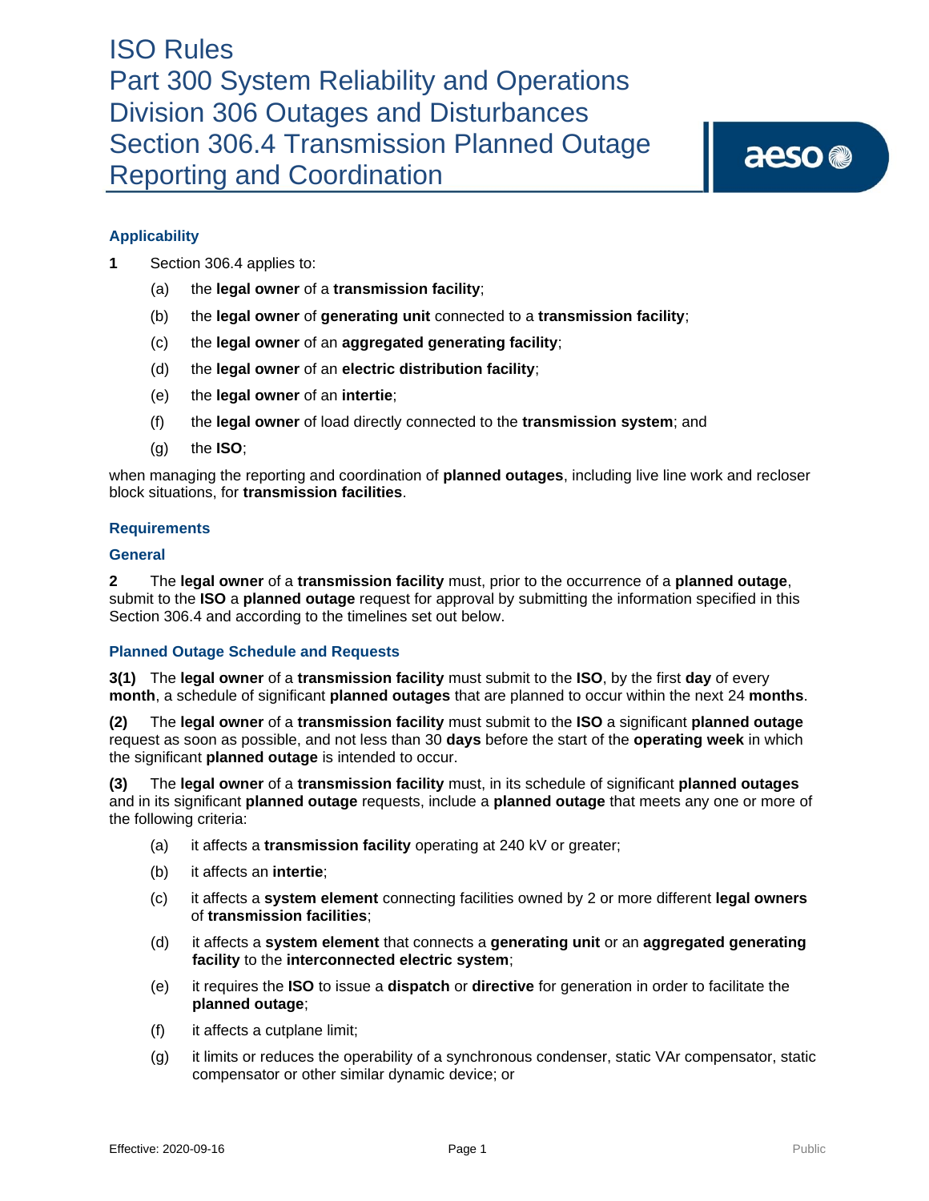# ISO Rules
# Part 300 System Reliability and Operations
# Division 306 Outages and Disturbances
# Section 306.4 Transmission Planned Outage Reporting and Coordination

## Applicability

**1** Section 306.4 applies to:

(a) the **legal owner** of a **transmission facility**;

(b) the **legal owner** of **generating unit** connected to a **transmission facility**;

(c) the **legal owner** of an **aggregated generating facility**;

(d) the **legal owner** of an **electric distribution facility**;

(e) the **legal owner** of an **intertie**;

(f) the **legal owner** of load directly connected to the **transmission system**; and

(g) the **ISO**;

when managing the reporting and coordination of **planned outages**, including live line work and recloser block situations, for **transmission facilities**.

## Requirements

### General

**2** The **legal owner** of a **transmission facility** must, prior to the occurrence of a **planned outage**, submit to the **ISO** a **planned outage** request for approval by submitting the information specified in this Section 306.4 and according to the timelines set out below.

### Planned Outage Schedule and Requests

**3(1)** The **legal owner** of a **transmission facility** must submit to the **ISO**, by the first **day** of every **month**, a schedule of significant **planned outages** that are planned to occur within the next 24 **months**.

**(2)** The **legal owner** of a **transmission facility** must submit to the **ISO** a significant **planned outage** request as soon as possible, and not less than 30 **days** before the start of the **operating week** in which the significant **planned outage** is intended to occur.

**(3)** The **legal owner** of a **transmission facility** must, in its schedule of significant **planned outages** and in its significant **planned outage** requests, include a **planned outage** that meets any one or more of the following criteria:

(a) it affects a **transmission facility** operating at 240 kV or greater;

(b) it affects an **intertie**;

(c) it affects a **system element** connecting facilities owned by 2 or more different **legal owners** of **transmission facilities**;

(d) it affects a **system element** that connects a **generating unit** or an **aggregated generating facility** to the **interconnected electric system**;

(e) it requires the **ISO** to issue a **dispatch** or **directive** for generation in order to facilitate the **planned outage**;

(f) it affects a cutplane limit;

(g) it limits or reduces the operability of a synchronous condenser, static VAr compensator, static compensator or other similar dynamic device; or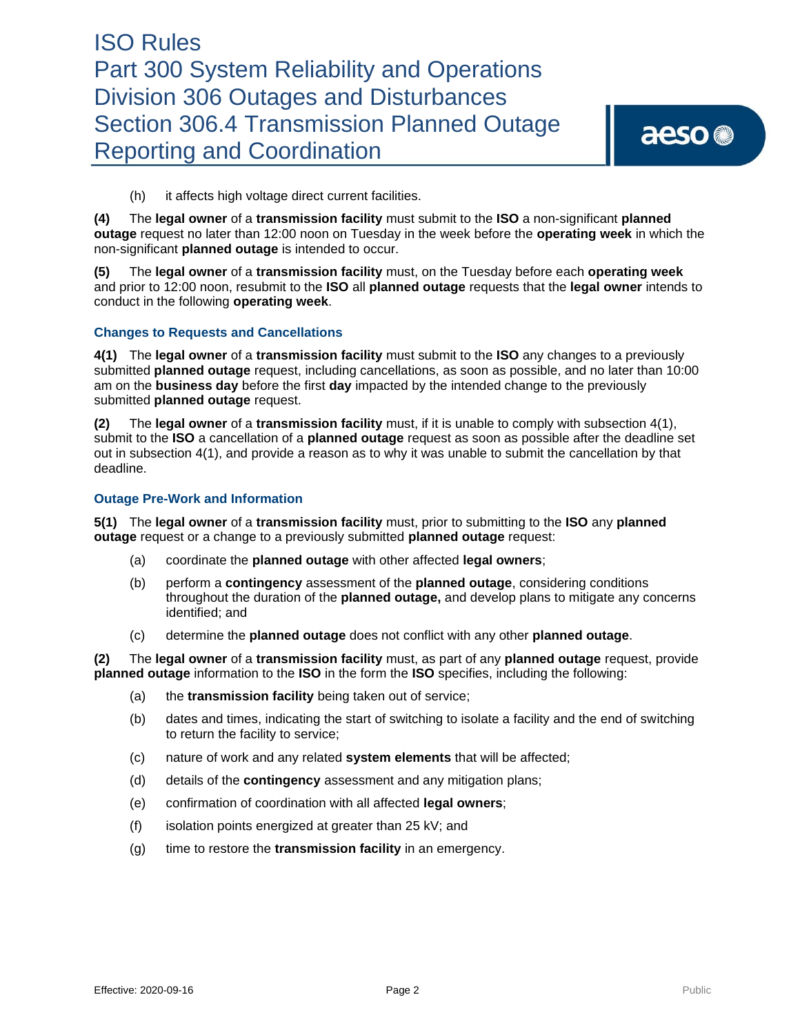(h) it affects high voltage direct current facilities.

**(4)** The **legal owner** of a **transmission facility** must submit to the **ISO** a non-significant **planned outage** request no later than 12:00 noon on Tuesday in the week before the **operating week** in which the non-significant **planned outage** is intended to occur.

**(5)** The **legal owner** of a **transmission facility** must, on the Tuesday before each **operating week** and prior to 12:00 noon, resubmit to the **ISO** all **planned outage** requests that the **legal owner** intends to conduct in the following **operating week**.

### Changes to Requests and Cancellations

**4(1)** The **legal owner** of a **transmission facility** must submit to the **ISO** any changes to a previously submitted **planned outage** request, including cancellations, as soon as possible, and no later than 10:00 am on the **business day** before the first **day** impacted by the intended change to the previously submitted **planned outage** request.

**(2)** The **legal owner** of a **transmission facility** must, if it is unable to comply with subsection 4(1), submit to the **ISO** a cancellation of a **planned outage** request as soon as possible after the deadline set out in subsection 4(1), and provide a reason as to why it was unable to submit the cancellation by that deadline.

### Outage Pre-Work and Information

**5(1)** The **legal owner** of a **transmission facility** must, prior to submitting to the **ISO** any **planned outage** request or a change to a previously submitted **planned outage** request:

(a) coordinate the **planned outage** with other affected **legal owners**;

(b) perform a **contingency** assessment of the **planned outage**, considering conditions throughout the duration of the **planned outage,** and develop plans to mitigate any concerns identified; and

(c) determine the **planned outage** does not conflict with any other **planned outage**.

**(2)** The **legal owner** of a **transmission facility** must, as part of any **planned outage** request, provide **planned outage** information to the **ISO** in the form the **ISO** specifies, including the following:

(a) the **transmission facility** being taken out of service;

(b) dates and times, indicating the start of switching to isolate a facility and the end of switching to return the facility to service;

(c) nature of work and any related **system elements** that will be affected;

(d) details of the **contingency** assessment and any mitigation plans;

(e) confirmation of coordination with all affected **legal owners**;

(f) isolation points energized at greater than 25 kV; and

(g) time to restore the **transmission facility** in an emergency.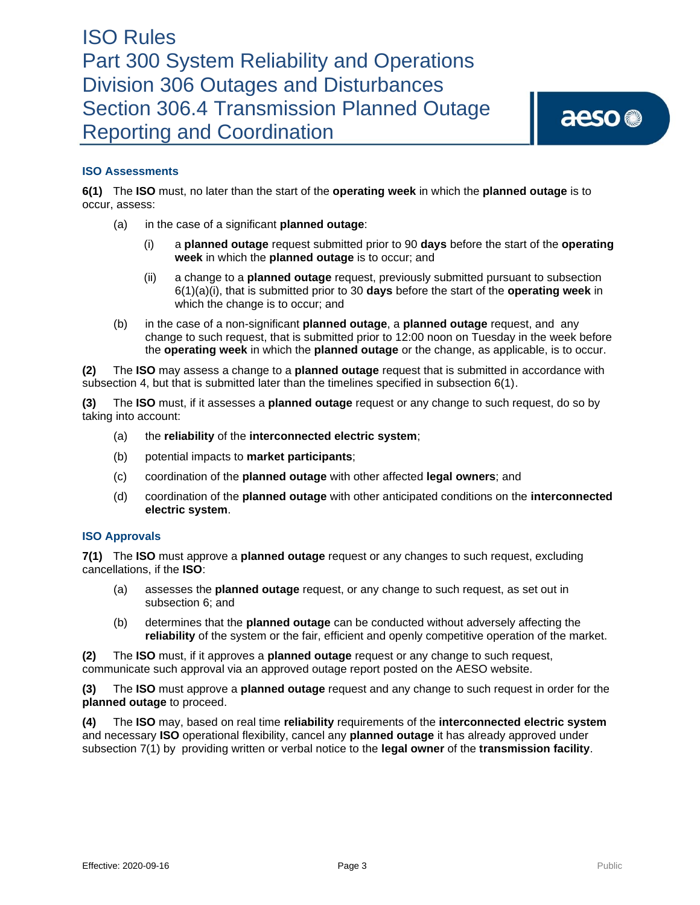### ISO Assessments

**6(1)** The **ISO** must, no later than the start of the **operating week** in which the **planned outage** is to occur, assess:

(a) in the case of a significant **planned outage**:

(i) a **planned outage** request submitted prior to 90 **days** before the start of the **operating week** in which the **planned outage** is to occur; and

(ii) a change to a **planned outage** request, previously submitted pursuant to subsection 6(1)(a)(i), that is submitted prior to 30 **days** before the start of the **operating week** in which the change is to occur; and

(b) in the case of a non-significant **planned outage**, a **planned outage** request, and any change to such request, that is submitted prior to 12:00 noon on Tuesday in the week before the **operating week** in which the **planned outage** or the change, as applicable, is to occur.

**(2)** The **ISO** may assess a change to a **planned outage** request that is submitted in accordance with subsection 4, but that is submitted later than the timelines specified in subsection 6(1).

**(3)** The **ISO** must, if it assesses a **planned outage** request or any change to such request, do so by taking into account:

(a) the **reliability** of the **interconnected electric system**;

(b) potential impacts to **market participants**;

(c) coordination of the **planned outage** with other affected **legal owners**; and

(d) coordination of the **planned outage** with other anticipated conditions on the **interconnected electric system**.

### ISO Approvals

**7(1)** The **ISO** must approve a **planned outage** request or any changes to such request, excluding cancellations, if the **ISO**:

(a) assesses the **planned outage** request, or any change to such request, as set out in subsection 6; and

(b) determines that the **planned outage** can be conducted without adversely affecting the **reliability** of the system or the fair, efficient and openly competitive operation of the market.

**(2)** The **ISO** must, if it approves a **planned outage** request or any change to such request, communicate such approval via an approved outage report posted on the AESO website.

**(3)** The **ISO** must approve a **planned outage** request and any change to such request in order for the **planned outage** to proceed.

**(4)** The **ISO** may, based on real time **reliability** requirements of the **interconnected electric system** and necessary **ISO** operational flexibility, cancel any **planned outage** it has already approved under subsection 7(1) by providing written or verbal notice to the **legal owner** of the **transmission facility**.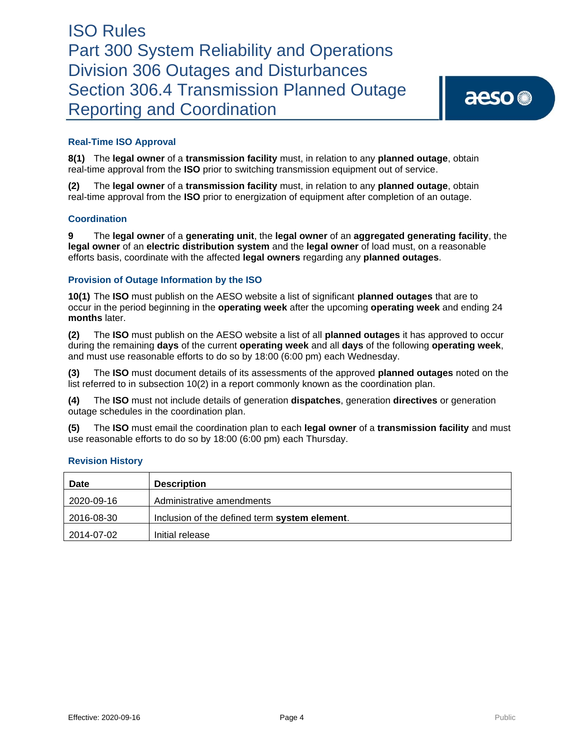### Real-Time ISO Approval

**8(1)** The **legal owner** of a **transmission facility** must, in relation to any **planned outage**, obtain real-time approval from the **ISO** prior to switching transmission equipment out of service.

**(2)** The **legal owner** of a **transmission facility** must, in relation to any **planned outage**, obtain real-time approval from the **ISO** prior to energization of equipment after completion of an outage.

### Coordination

**9** The **legal owner** of a **generating unit**, the **legal owner** of an **aggregated generating facility**, the **legal owner** of an **electric distribution system** and the **legal owner** of load must, on a reasonable efforts basis, coordinate with the affected **legal owners** regarding any **planned outages**.

### Provision of Outage Information by the ISO

**10(1)** The **ISO** must publish on the AESO website a list of significant **planned outages** that are to occur in the period beginning in the **operating week** after the upcoming **operating week** and ending 24 **months** later.

**(2)** The **ISO** must publish on the AESO website a list of all **planned outages** it has approved to occur during the remaining **days** of the current **operating week** and all **days** of the following **operating week**, and must use reasonable efforts to do so by 18:00 (6:00 pm) each Wednesday.

**(3)** The **ISO** must document details of its assessments of the approved **planned outages** noted on the list referred to in subsection 10(2) in a report commonly known as the coordination plan.

**(4)** The **ISO** must not include details of generation **dispatches**, generation **directives** or generation outage schedules in the coordination plan.

**(5)** The **ISO** must email the coordination plan to each **legal owner** of a **transmission facility** and must use reasonable efforts to do so by 18:00 (6:00 pm) each Thursday.

### Revision History

| Date | Description |
|---|---|
| 2020-09-16 | Administrative amendments |
| 2016-08-30 | Inclusion of the defined term **system element**. |
| 2014-07-02 | Initial release |